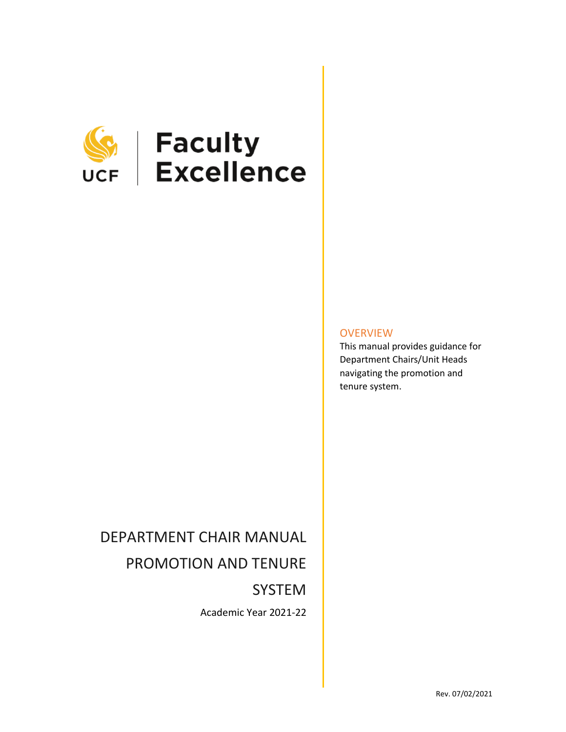UCF | Faculty Excellence

# DEPARTMENT CHAIR MANUAL PROMOTION AND TENURE SYSTEM

Academic Year 2021-22

## OVERVIEW

This manual provides guidance for Department Chairs/Unit Heads navigating the promotion and tenure system.

Rev. 07/02/2021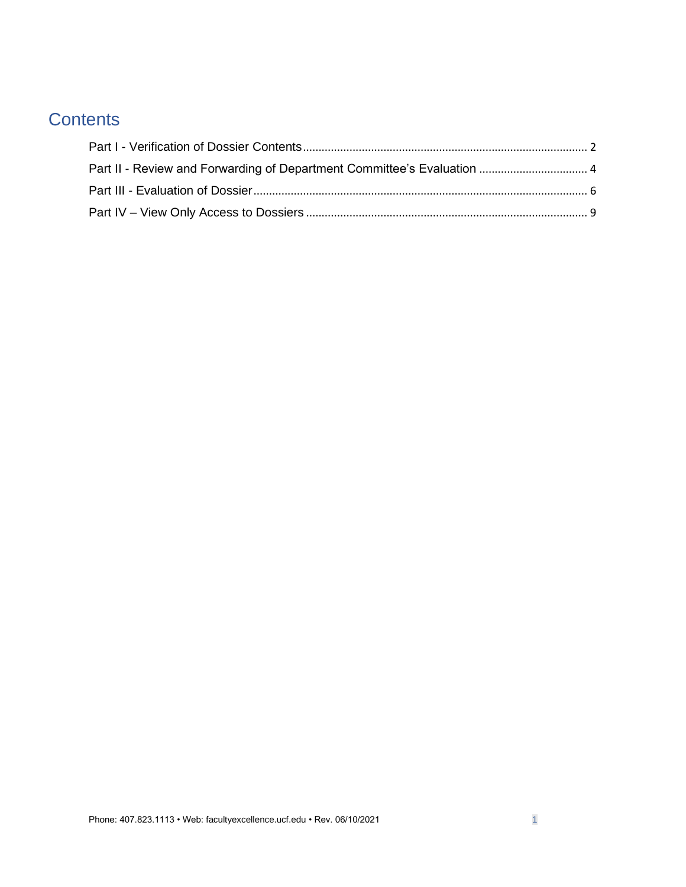# Contents

Part I - Verification of Dossier Contents .......... 2

Part II - Review and Forwarding of Department Committee's Evaluation .......... 4

Part III - Evaluation of Dossier .......... 6

Part IV – View Only Access to Dossiers .......... 9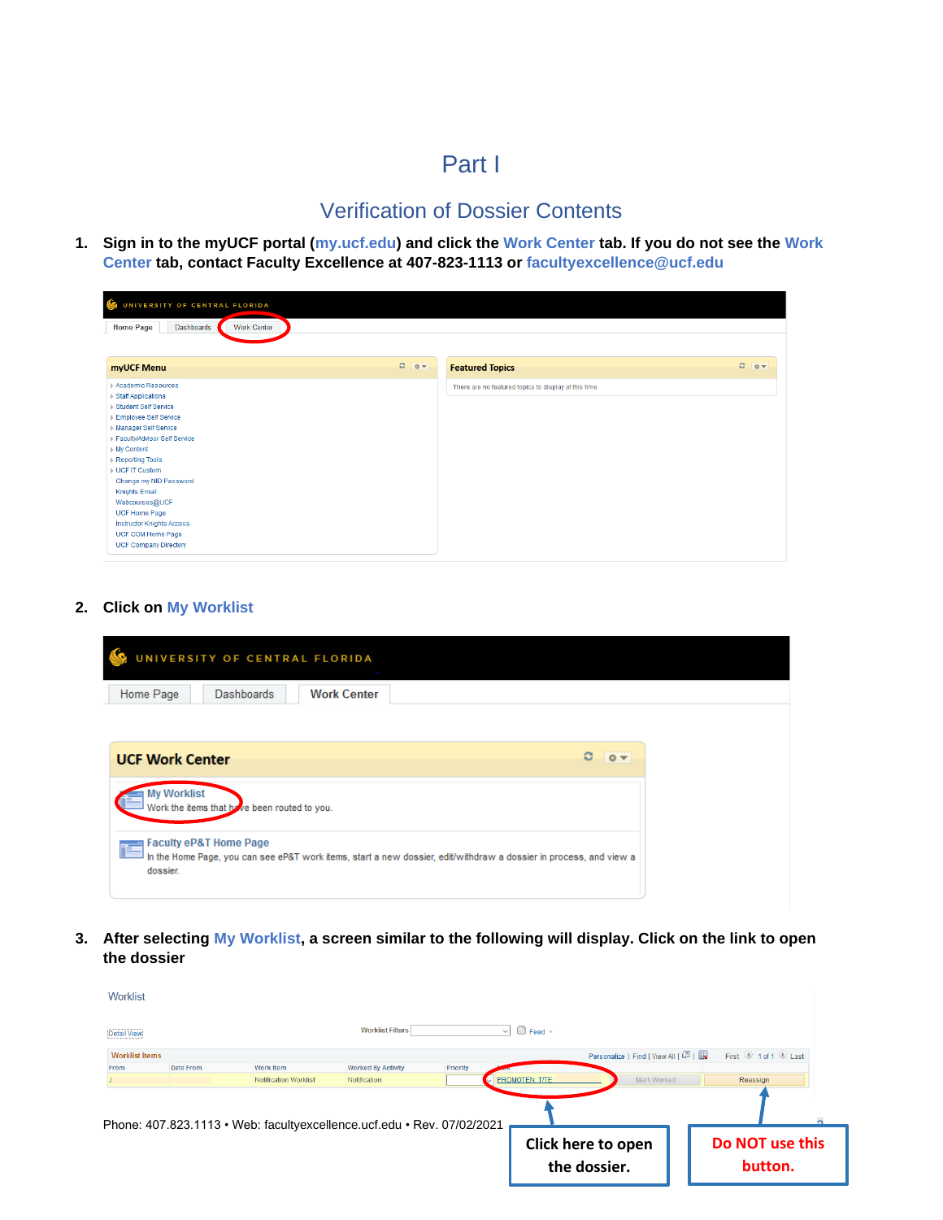# Part I

## Verification of Dossier Contents

1. **Sign in to the myUCF portal (my.ucf.edu) and click the Work Center tab. If you do not see the Work Center tab, contact Faculty Excellence at 407-823-1113 or facultyexcellence@ucf.edu**

2. **Click on My Worklist**

3. **After selecting My Worklist, a screen similar to the following will display. Click on the link to open the dossier**

**Click here to open the dossier.**

**Do NOT use this button.**

Phone: 407.823.1113 • Web: facultyexcellence.ucf.edu • Rev. 07/02/2021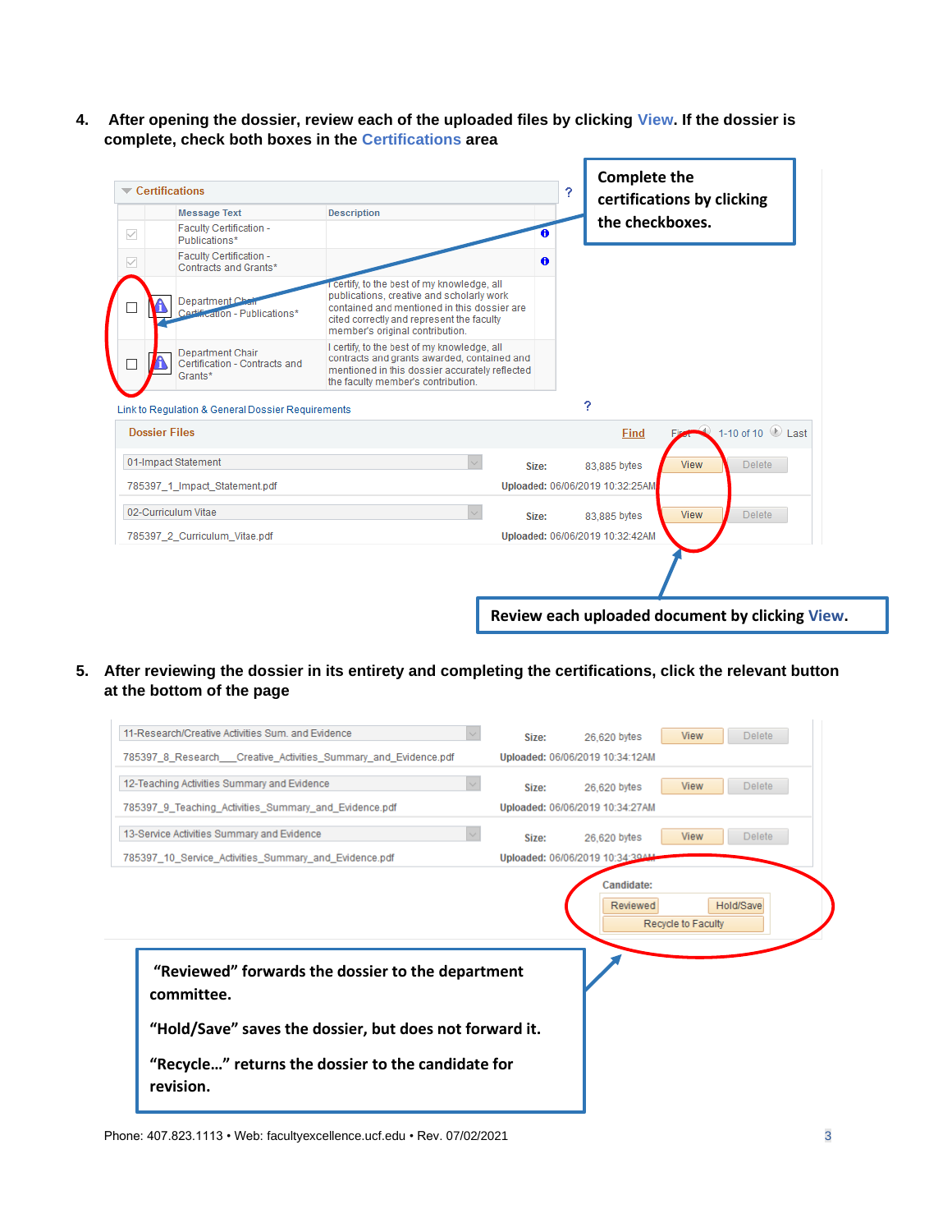4. **After opening the dossier, review each of the uploaded files by clicking View. If the dossier is complete, check both boxes in the Certifications area**

**Certifications**

| | | Message Text | Description |
|---|---|---|---|
| ☑ | | Faculty Certification - Publications* | |
| ☑ | | Faculty Certification - Contracts and Grants* | |
| ☐ | | Department Chair Certification - Publications* | I certify, to the best of my knowledge, all publications, creative and scholarly work contained and mentioned in this dossier are cited correctly and represent the faculty member's original contribution. |
| ☐ | | Department Chair Certification - Contracts and Grants* | I certify, to the best of my knowledge, all contracts and grants awarded, contained and mentioned in this dossier accurately reflected the faculty member's contribution. |

**Complete the certifications by clicking the checkboxes.**

Link to Regulation & General Dossier Requirements

**Dossier Files** — Find | First 1-10 of 10 Last

| File | Size | Uploaded | | |
|---|---|---|---|---|
| 01-Impact Statement — 785397_1_Impact_Statement.pdf | 83,885 bytes | 06/06/2019 10:32:25AM | View | Delete |
| 02-Curriculum Vitae — 785397_2_Curriculum_Vitae.pdf | 83,885 bytes | 06/06/2019 10:32:42AM | View | Delete |

**Review each uploaded document by clicking View.**

5. **After reviewing the dossier in its entirety and completing the certifications, click the relevant button at the bottom of the page**

| File | Size | Uploaded | | |
|---|---|---|---|---|
| 11-Research/Creative Activities Sum. and Evidence — 785397_8_Research___Creative_Activities_Summary_and_Evidence.pdf | 26,620 bytes | 06/06/2019 10:34:12AM | View | Delete |
| 12-Teaching Activities Summary and Evidence — 785397_9_Teaching_Activities_Summary_and_Evidence.pdf | 26,620 bytes | 06/06/2019 10:34:27AM | View | Delete |
| 13-Service Activities Summary and Evidence — 785397_10_Service_Activities_Summary_and_Evidence.pdf | 26,620 bytes | 06/06/2019 10:34:39AM | View | Delete |

Candidate: Reviewed | Hold/Save | Recycle to Faculty

**"Reviewed" forwards the dossier to the department committee.**

**"Hold/Save" saves the dossier, but does not forward it.**

**"Recycle…" returns the dossier to the candidate for revision.**

Phone: 407.823.1113 • Web: facultyexcellence.ucf.edu • Rev. 07/02/2021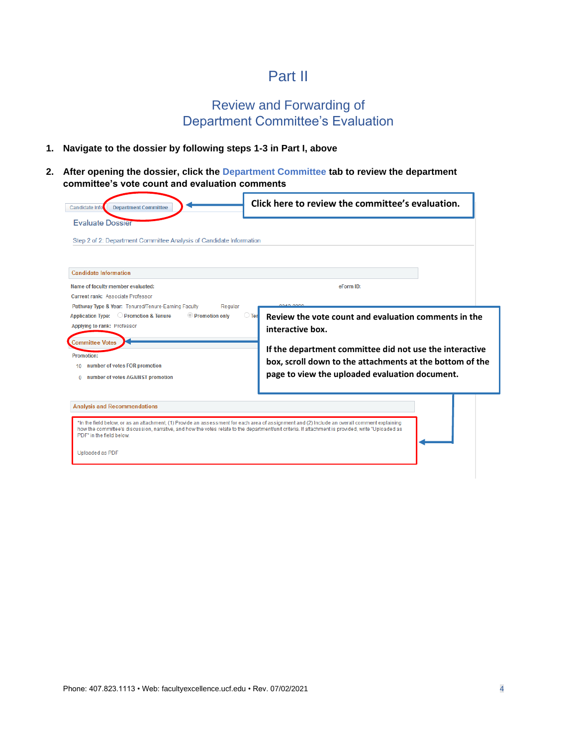# Part II

## Review and Forwarding of Department Committee's Evaluation

1. **Navigate to the dossier by following steps 1-3 in Part I, above**

2. **After opening the dossier, click the Department Committee tab to review the department committee's vote count and evaluation comments**

Candidate Info | Department Committee

**Click here to review the committee's evaluation.**

Evaluate Dossier

Step 2 of 2: Department Committee Analysis of Candidate Information

**Candidate Information**

Name of faculty member evaluated: eForm ID:

Current rank: Associate Professor

Pathway Type & Year: Tenured/Tenure-Earning Faculty Regular

Application Type: Promotion & Tenure Promotion only Ter

Applying to rank: Professor

**Review the vote count and evaluation comments in the interactive box.**

**If the department committee did not use the interactive box, scroll down to the attachments at the bottom of the page to view the uploaded evaluation document.**

**Committee Votes**

Promotion:

10 number of votes FOR promotion

0 number of votes AGAINST promotion

**Analysis and Recommendations**

*In the field below, or as an attachment, (1) Provide an assessment for each area of assignment and (2) Include an overall comment explaining how the committee's discussion, narrative, and how the votes relate to the department/unit criteria. If attachment is provided, write "Uploaded as PDF" in the field below.

Uploaded as PDF

Phone: 407.823.1113 • Web: facultyexcellence.ucf.edu • Rev. 07/02/2021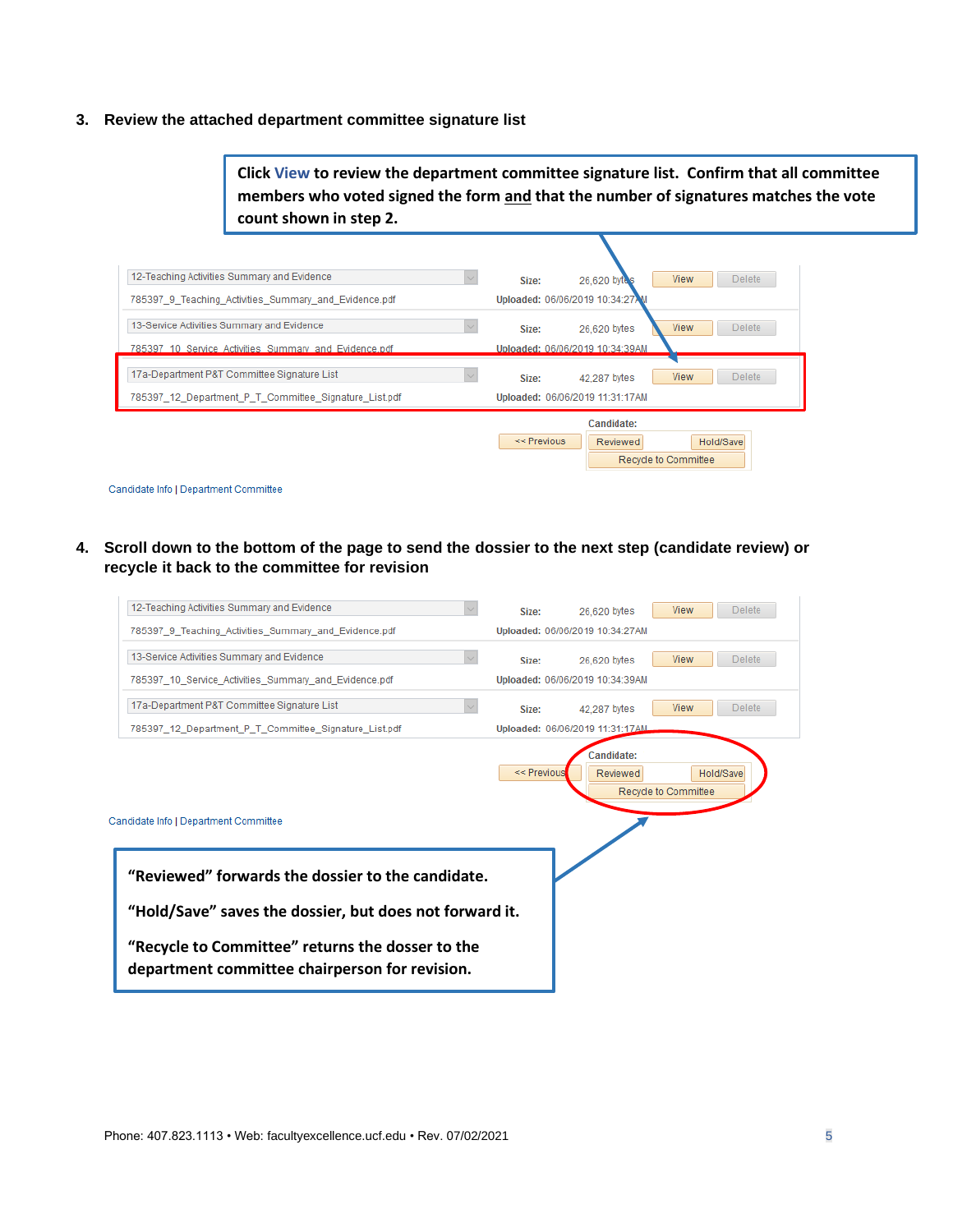3. **Review the attached department committee signature list**

**Click View to review the department committee signature list. Confirm that all committee members who voted signed the form and that the number of signatures matches the vote count shown in step 2.**

| | | | |
|---|---|---|---|
| 12-Teaching Activities Summary and Evidence | Size: 26,620 bytes | View | Delete |
| 785397_9_Teaching_Activities_Summary_and_Evidence.pdf | Uploaded: 06/06/2019 10:34:27AM | | |
| 13-Service Activities Summary and Evidence | Size: 26,620 bytes | View | Delete |
| 785397_10_Service_Activities_Summary_and_Evidence.pdf | Uploaded: 06/06/2019 10:34:39AM | | |
| 17a-Department P&T Committee Signature List | Size: 42,287 bytes | View | Delete |
| 785397_12_Department_P_T_Committee_Signature_List.pdf | Uploaded: 06/06/2019 11:31:17AM | | |

Candidate: << Previous | Reviewed | Hold/Save | Recycle to Committee

Candidate Info | Department Committee

4. **Scroll down to the bottom of the page to send the dossier to the next step (candidate review) or recycle it back to the committee for revision**

| | | | |
|---|---|---|---|
| 12-Teaching Activities Summary and Evidence | Size: 26,620 bytes | View | Delete |
| 785397_9_Teaching_Activities_Summary_and_Evidence.pdf | Uploaded: 06/06/2019 10:34:27AM | | |
| 13-Service Activities Summary and Evidence | Size: 26,620 bytes | View | Delete |
| 785397_10_Service_Activities_Summary_and_Evidence.pdf | Uploaded: 06/06/2019 10:34:39AM | | |
| 17a-Department P&T Committee Signature List | Size: 42,287 bytes | View | Delete |
| 785397_12_Department_P_T_Committee_Signature_List.pdf | Uploaded: 06/06/2019 11:31:17AM | | |

Candidate: << Previous | Reviewed | Hold/Save | Recycle to Committee

Candidate Info | Department Committee

**"Reviewed" forwards the dossier to the candidate.**

**"Hold/Save" saves the dossier, but does not forward it.**

**"Recycle to Committee" returns the dosser to the department committee chairperson for revision.**

Phone: 407.823.1113 • Web: facultyexcellence.ucf.edu • Rev. 07/02/2021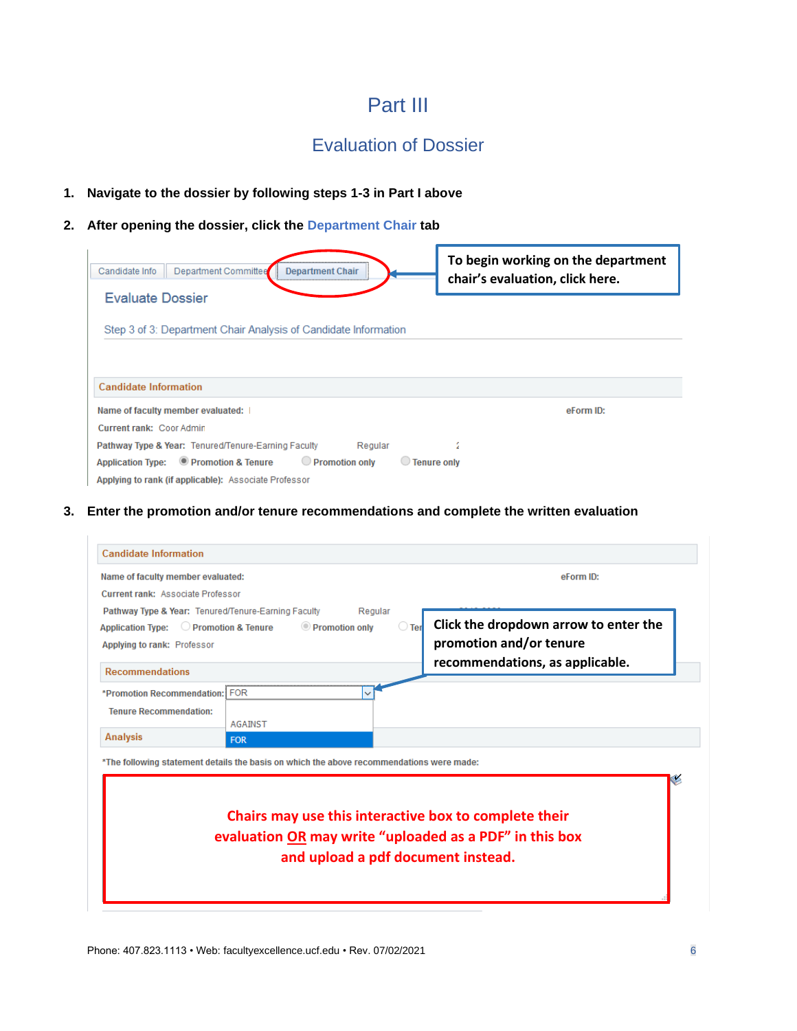# Part III

## Evaluation of Dossier

1. **Navigate to the dossier by following steps 1-3 in Part I above**

2. **After opening the dossier, click the Department Chair tab**

Candidate Info | Department Committee | Department Chair

**To begin working on the department chair's evaluation, click here.**

Evaluate Dossier

Step 3 of 3: Department Chair Analysis of Candidate Information

**Candidate Information**

**Name of faculty member evaluated:** | **eForm ID:**

**Current rank:** Coor Admin

**Pathway Type & Year:** Tenured/Tenure-Earning Faculty Regular

**Application Type:** Promotion & Tenure Promotion only Tenure only

**Applying to rank (if applicable):** Associate Professor

3. **Enter the promotion and/or tenure recommendations and complete the written evaluation**

**Candidate Information**

**Name of faculty member evaluated:** **eForm ID:**

**Current rank:** Associate Professor

**Pathway Type & Year:** Tenured/Tenure-Earning Faculty Regular

**Application Type:** Promotion & Tenure Promotion only Te

**Applying to rank:** Professor

**Click the dropdown arrow to enter the promotion and/or tenure recommendations, as applicable.**

**Recommendations**

*Promotion Recommendation: FOR

Tenure Recommendation:

AGAINST

FOR

**Analysis**

*The following statement details the basis on which the above recommendations were made:

**Chairs may use this interactive box to complete their evaluation OR may write "uploaded as a PDF" in this box and upload a pdf document instead.**

Phone: 407.823.1113 • Web: facultyexcellence.ucf.edu • Rev. 07/02/2021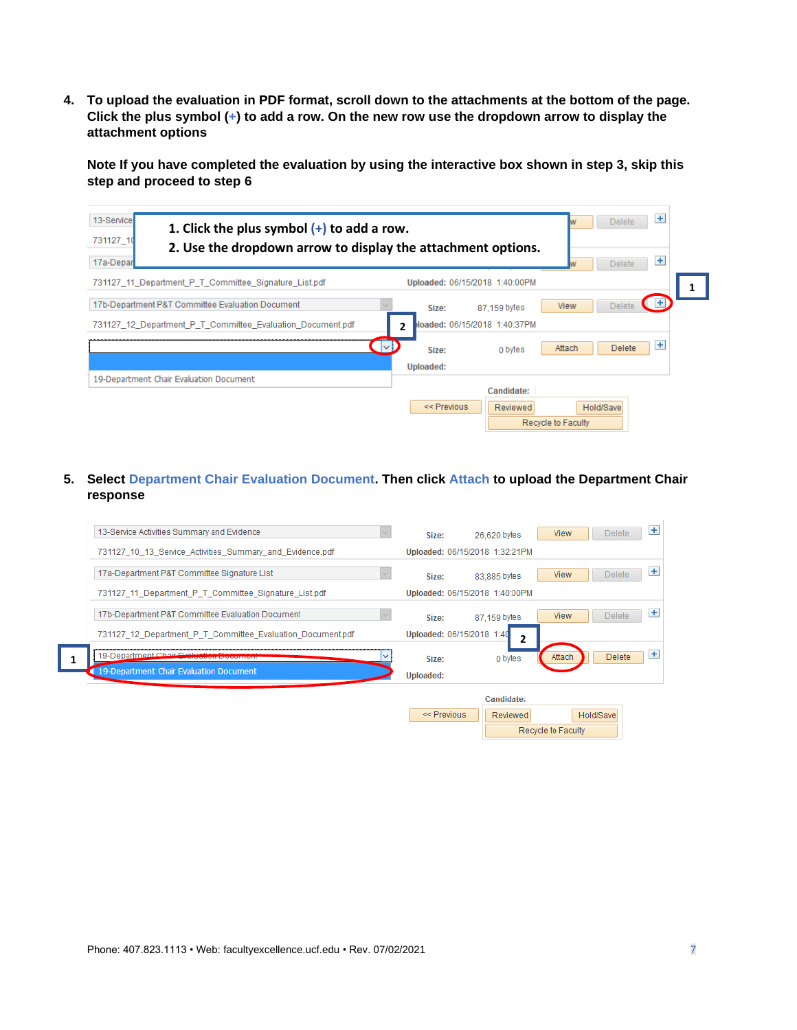4. **To upload the evaluation in PDF format, scroll down to the attachments at the bottom of the page. Click the plus symbol (+) to add a row. On the new row use the dropdown arrow to display the attachment options**

   **Note If you have completed the evaluation by using the interactive box shown in step 3, skip this step and proceed to step 6**

   1. Click the plus symbol (+) to add a row.
   2. Use the dropdown arrow to display the attachment options.

5. **Select Department Chair Evaluation Document. Then click Attach to upload the Department Chair response**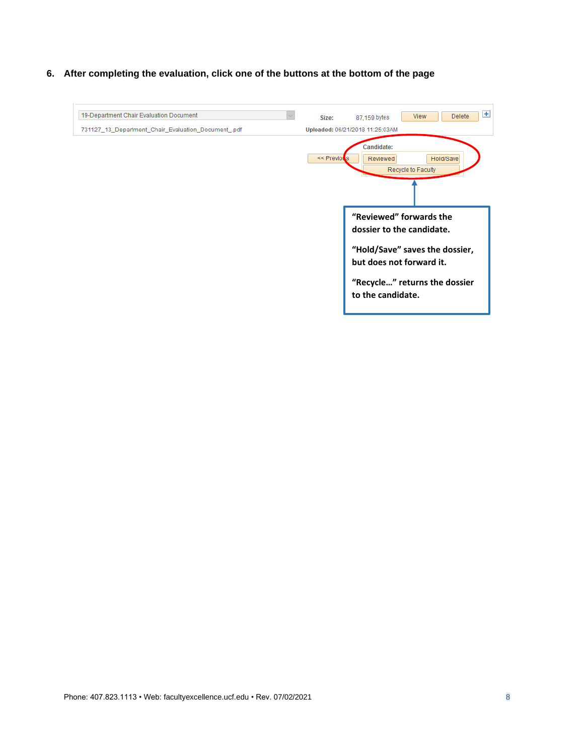6. **After completing the evaluation, click one of the buttons at the bottom of the page**

19-Department Chair Evaluation Document

731127_13_Department_Chair_Evaluation_Document_.pdf

**Size:** 87,159 bytes View Delete

**Uploaded:** 06/21/2013 11:25:03AM

**Candidate:**

<< Previous | Reviewed | Hold/Save

Recycle to Faculty

**"Reviewed" forwards the dossier to the candidate.**

**"Hold/Save" saves the dossier, but does not forward it.**

**"Recycle…" returns the dossier to the candidate.**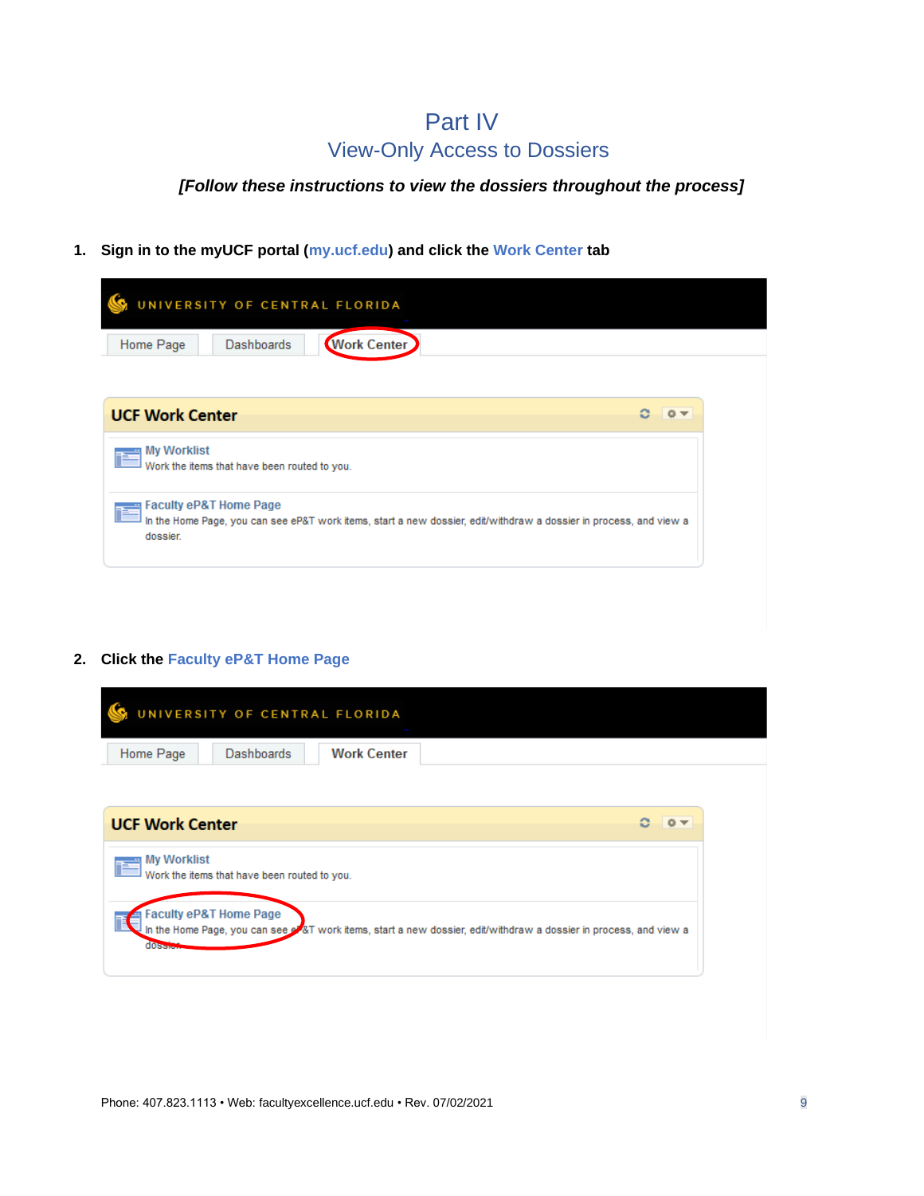# Part IV
## View-Only Access to Dossiers

***[Follow these instructions to view the dossiers throughout the process]***

1. **Sign in to the myUCF portal (my.ucf.edu) and click the Work Center tab**

2. **Click the Faculty eP&T Home Page**

Phone: 407.823.1113 • Web: facultyexcellence.ucf.edu • Rev. 07/02/2021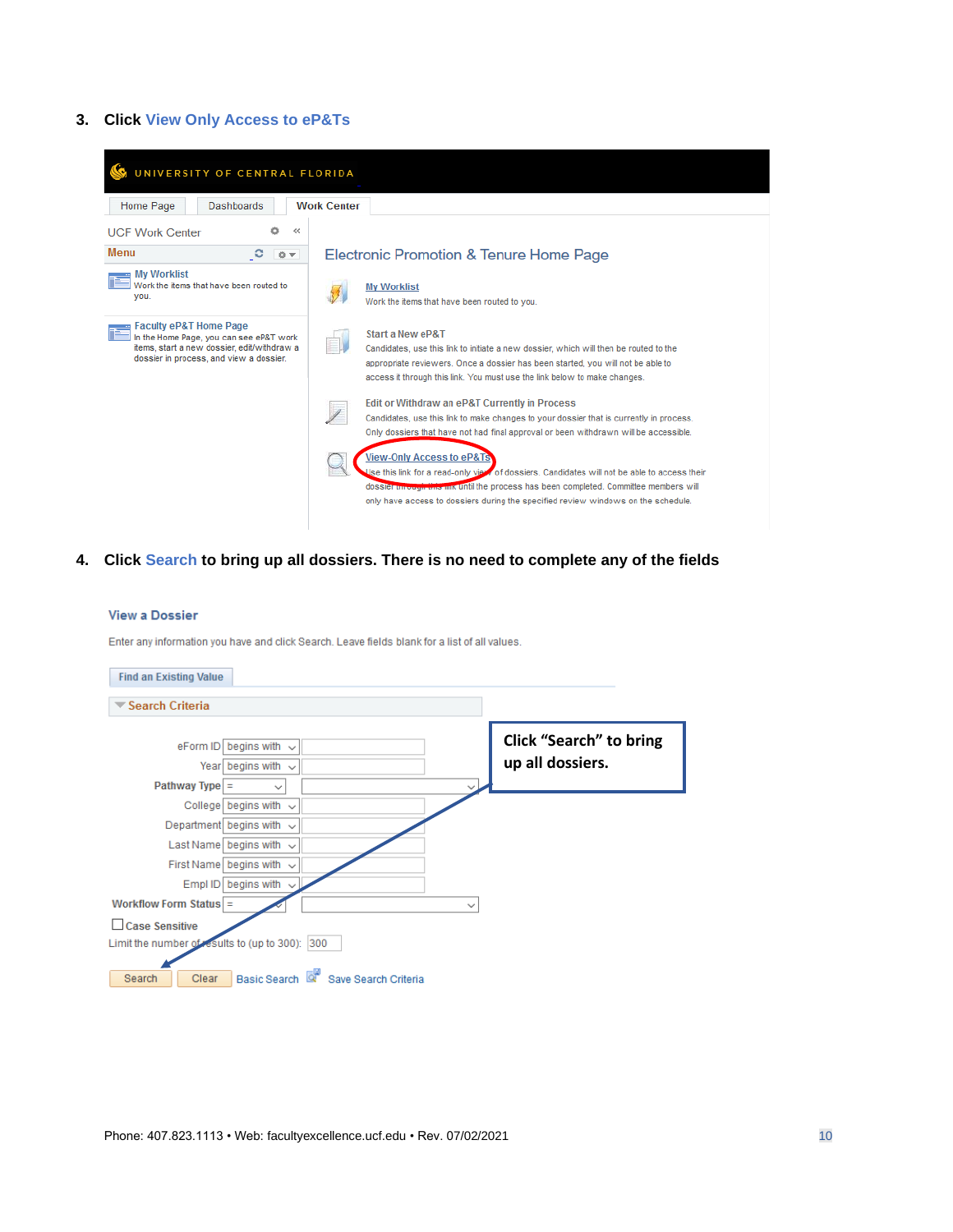3. **Click View Only Access to eP&Ts**

UNIVERSITY OF CENTRAL FLORIDA

Home Page | Dashboards | Work Center

UCF Work Center

Menu

**My Worklist**
Work the items that have been routed to you.

**Faculty eP&T Home Page**
In the Home Page, you can see eP&T work items, start a new dossier, edit/withdraw a dossier in process, and view a dossier.

## Electronic Promotion & Tenure Home Page

**My Worklist**
Work the items that have been routed to you.

**Start a New eP&T**
Candidates, use this link to initiate a new dossier, which will then be routed to the appropriate reviewers. Once a dossier has been started, you will not be able to access it through this link. You must use the link below to make changes.

**Edit or Withdraw an eP&T Currently in Process**
Candidates, use this link to make changes to your dossier that is currently in process. Only dossiers that have not had final approval or been withdrawn will be accessible.

**View-Only Access to eP&Ts**
Use this link for a read-only view of dossiers. Candidates will not be able to access their dossier through this link until the process has been completed. Committee members will only have access to dossiers during the specified review windows on the schedule.

4. **Click Search to bring up all dossiers. There is no need to complete any of the fields**

### View a Dossier

Enter any information you have and click Search. Leave fields blank for a list of all values.

Find an Existing Value

Search Criteria

| Field | Operator | Value |
|---|---|---|
| eForm ID | begins with | |
| Year | begins with | |
| Pathway Type | = | |
| College | begins with | |
| Department | begins with | |
| Last Name | begins with | |
| First Name | begins with | |
| Empl ID | begins with | |
| Workflow Form Status | = | |

Case Sensitive

Limit the number of results to (up to 300): 300

Search | Clear | Basic Search | Save Search Criteria

Click "Search" to bring up all dossiers.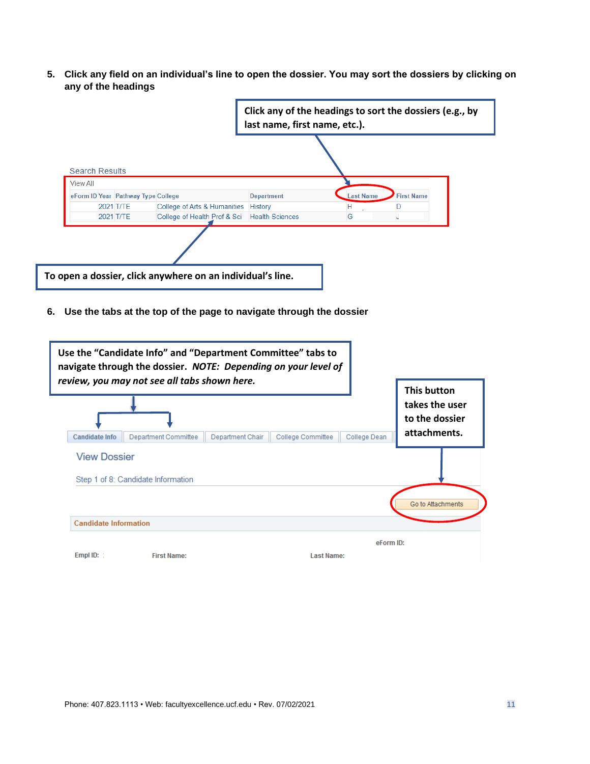5. **Click any field on an individual's line to open the dossier. You may sort the dossiers by clicking on any of the headings**

**Click any of the headings to sort the dossiers (e.g., by last name, first name, etc.).**

Search Results

View All

| eForm ID | Year | Pathway Type | College | Department | Last Name | First Name |
|---|---|---|---|---|---|---|
| | 2021 | T/TE | College of Arts & Humanities | History | H | D |
| | 2021 | T/TE | College of Health Prof & Sci | Health Sciences | G | J |

**To open a dossier, click anywhere on an individual's line.**

6. **Use the tabs at the top of the page to navigate through the dossier**

**Use the "Candidate Info" and "Department Committee" tabs to navigate through the dossier. *NOTE: Depending on your level of review, you may not see all tabs shown here.***

**This button takes the user to the dossier attachments.**

Candidate Info | Department Committee | Department Chair | College Committee | College Dean

View Dossier

Step 1 of 8: Candidate Information

Go to Attachments

Candidate Information

eForm ID:

Empl ID: First Name: Last Name:

Phone: 407.823.1113 • Web: facultyexcellence.ucf.edu • Rev. 07/02/2021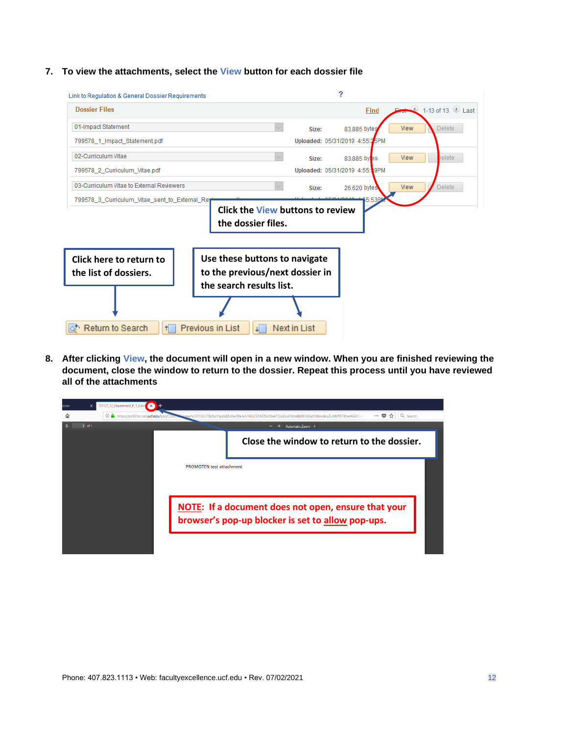7. **To view the attachments, select the View button for each dossier file**

Link to Regulation & General Dossier Requirements ?

Dossier Files Find First 1-13 of 13 Last

01-Impact Statement Size: 83,885 bytes View Delete

799578_1_Impact_Statement.pdf Uploaded: 05/31/2019 4:55:25PM

02-Curriculum Vitae Size: 83,885 bytes View Delete

799578_2_Curriculum_Vitae.pdf Uploaded: 05/31/2019 4:55:39PM

03-Curriculum Vitae to External Reviewers Size: 26,620 bytes View Delete

799578_3_Curriculum_Vitae_sent_to_External_Re... 5:53PM

**Click the View buttons to review the dossier files.**

**Click here to return to the list of dossiers.**

**Use these buttons to navigate to the previous/next dossier in the search results list.**

Return to Search | Previous in List | Next in List

8. **After clicking View, the document will open in a new window. When you are finished reviewing the document, close the window to return to the dossier. Repeat this process until you have reviewed all of the attachments**

**Close the window to return to the dossier.**

PROMOTEN test attachment

**NOTE: If a document does not open, ensure that your browser's pop-up blocker is set to allow pop-ups.**

Phone: 407.823.1113 • Web: facultyexcellence.ucf.edu • Rev. 07/02/2021